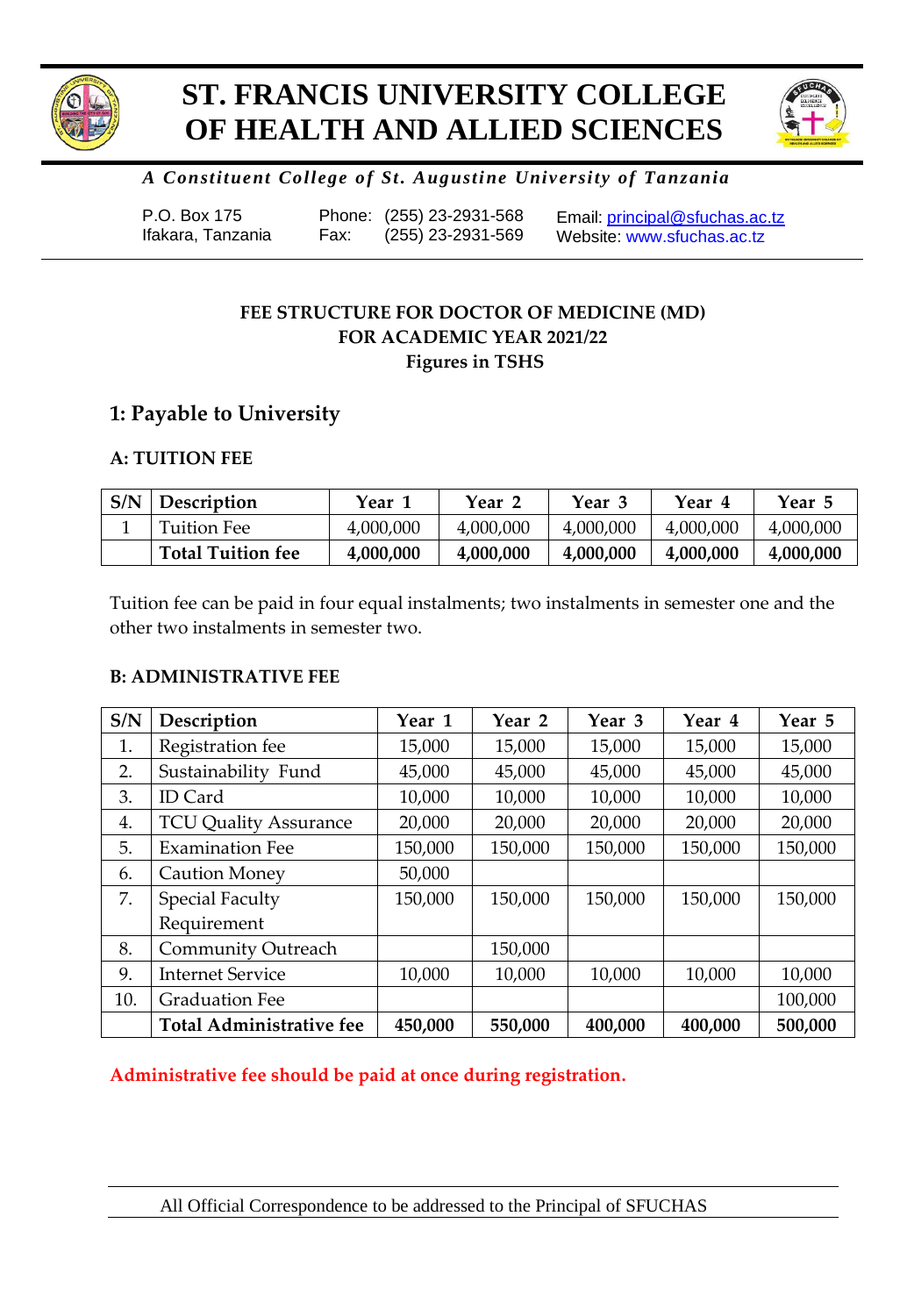# ST. FRANCIS UNIVERSITY COLLEGE OF HEALTH AND ALLIED SCIENCES

***A Constituent College of St. Augustine University of Tanzania***

P.O. Box 175
Ifakara, Tanzania

Phone: (255) 23-2931-568
Fax: (255) 23-2931-569

Email: principal@sfuchas.ac.tz
Website: www.sfuchas.ac.tz

**FEE STRUCTURE FOR DOCTOR OF MEDICINE (MD)**
**FOR ACADEMIC YEAR 2021/22**
**Figures in TSHS**

## 1: Payable to University

### A: TUITION FEE

| S/N | Description | Year 1 | Year 2 | Year 3 | Year 4 | Year 5 |
|---|---|---|---|---|---|---|
| 1 | Tuition Fee | 4,000,000 | 4,000,000 | 4,000,000 | 4,000,000 | 4,000,000 |
| | **Total Tuition fee** | **4,000,000** | **4,000,000** | **4,000,000** | **4,000,000** | **4,000,000** |

Tuition fee can be paid in four equal instalments; two instalments in semester one and the other two instalments in semester two.

### B: ADMINISTRATIVE FEE

| S/N | Description | Year 1 | Year 2 | Year 3 | Year 4 | Year 5 |
|---|---|---|---|---|---|---|
| 1. | Registration fee | 15,000 | 15,000 | 15,000 | 15,000 | 15,000 |
| 2. | Sustainability Fund | 45,000 | 45,000 | 45,000 | 45,000 | 45,000 |
| 3. | ID Card | 10,000 | 10,000 | 10,000 | 10,000 | 10,000 |
| 4. | TCU Quality Assurance | 20,000 | 20,000 | 20,000 | 20,000 | 20,000 |
| 5. | Examination Fee | 150,000 | 150,000 | 150,000 | 150,000 | 150,000 |
| 6. | Caution Money | 50,000 | | | | |
| 7. | Special Faculty Requirement | 150,000 | 150,000 | 150,000 | 150,000 | 150,000 |
| 8. | Community Outreach | | 150,000 | | | |
| 9. | Internet Service | 10,000 | 10,000 | 10,000 | 10,000 | 10,000 |
| 10. | Graduation Fee | | | | | 100,000 |
| | **Total Administrative fee** | **450,000** | **550,000** | **400,000** | **400,000** | **500,000** |

**Administrative fee should be paid at once during registration.**

All Official Correspondence to be addressed to the Principal of SFUCHAS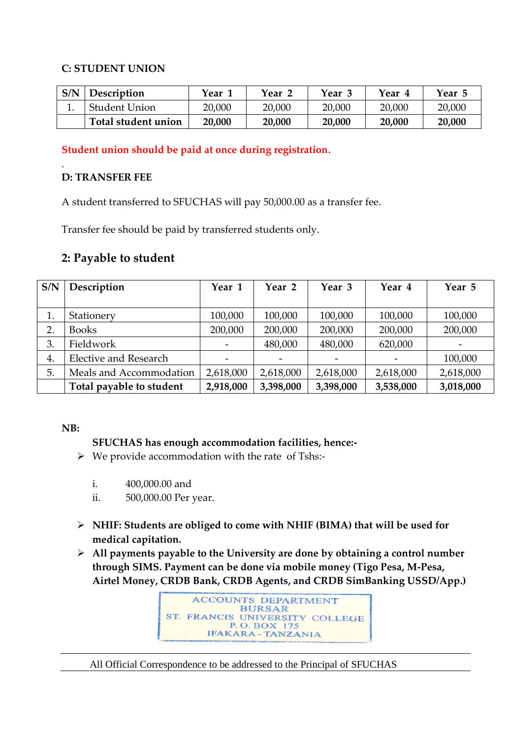**C: STUDENT UNION**

| S/N | Description | Year 1 | Year 2 | Year 3 | Year 4 | Year 5 |
|---|---|---|---|---|---|---|
| 1. | Student Union | 20,000 | 20,000 | 20,000 | 20,000 | 20,000 |
| | **Total student union** | **20,000** | **20,000** | **20,000** | **20,000** | **20,000** |

**Student union should be paid at once during registration.**

.

**D: TRANSFER FEE**

A student transferred to SFUCHAS will pay 50,000.00 as a transfer fee.

Transfer fee should be paid by transferred students only.

## 2: Payable to student

| S/N | Description | Year 1 | Year 2 | Year 3 | Year 4 | Year 5 |
|---|---|---|---|---|---|---|
| 1. | Stationery | 100,000 | 100,000 | 100,000 | 100,000 | 100,000 |
| 2. | Books | 200,000 | 200,000 | 200,000 | 200,000 | 200,000 |
| 3. | Fieldwork | - | 480,000 | 480,000 | 620,000 | - |
| 4. | Elective and Research | - | - | - | - | 100,000 |
| 5. | Meals and Accommodation | 2,618,000 | 2,618,000 | 2,618,000 | 2,618,000 | 2,618,000 |
| | **Total payable to student** | **2,918,000** | **3,398,000** | **3,398,000** | **3,538,000** | **3,018,000** |

**NB:**

**SFUCHAS has enough accommodation facilities, hence:-**

- We provide accommodation with the rate of Tshs:-

  i. 400,000.00 and

  ii. 500,000.00 Per year.

- **NHIF: Students are obliged to come with NHIF (BIMA) that will be used for medical capitation.**
- **All payments payable to the University are done by obtaining a control number through SIMS. Payment can be done via mobile money (Tigo Pesa, M-Pesa, Airtel Money, CRDB Bank, CRDB Agents, and CRDB SimBanking USSD/App.)**

ACCOUNTS DEPARTMENT
BURSAR
ST. FRANCIS UNIVERSITY COLLEGE
P. O. BOX 175
IFAKARA - TANZANIA

All Official Correspondence to be addressed to the Principal of SFUCHAS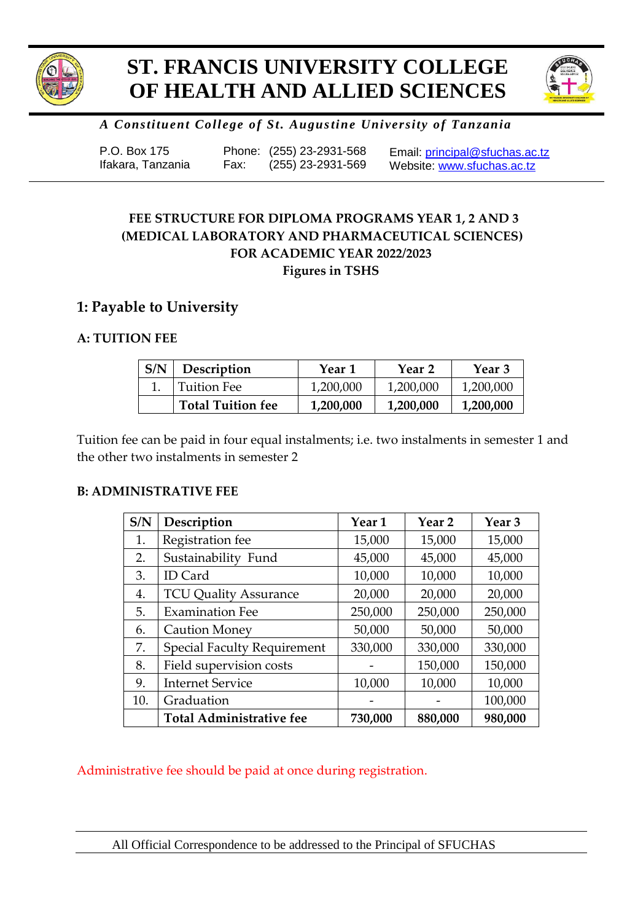# ST. FRANCIS UNIVERSITY COLLEGE OF HEALTH AND ALLIED SCIENCES

***A Constituent College of St. Augustine University of Tanzania***

P.O. Box 175
Ifakara, Tanzania

Phone: (255) 23-2931-568
Fax: (255) 23-2931-569

Email: principal@sfuchas.ac.tz
Website: www.sfuchas.ac.tz

---

**FEE STRUCTURE FOR DIPLOMA PROGRAMS YEAR 1, 2 AND 3**
**(MEDICAL LABORATORY AND PHARMACEUTICAL SCIENCES)**
**FOR ACADEMIC YEAR 2022/2023**
**Figures in TSHS**

## 1: Payable to University

### A: TUITION FEE

| S/N | Description | Year 1 | Year 2 | Year 3 |
|---|---|---|---|---|
| 1. | Tuition Fee | 1,200,000 | 1,200,000 | 1,200,000 |
| | **Total Tuition fee** | **1,200,000** | **1,200,000** | **1,200,000** |

Tuition fee can be paid in four equal instalments; i.e. two instalments in semester 1 and the other two instalments in semester 2

### B: ADMINISTRATIVE FEE

| S/N | Description | Year 1 | Year 2 | Year 3 |
|---|---|---|---|---|
| 1. | Registration fee | 15,000 | 15,000 | 15,000 |
| 2. | Sustainability Fund | 45,000 | 45,000 | 45,000 |
| 3. | ID Card | 10,000 | 10,000 | 10,000 |
| 4. | TCU Quality Assurance | 20,000 | 20,000 | 20,000 |
| 5. | Examination Fee | 250,000 | 250,000 | 250,000 |
| 6. | Caution Money | 50,000 | 50,000 | 50,000 |
| 7. | Special Faculty Requirement | 330,000 | 330,000 | 330,000 |
| 8. | Field supervision costs | - | 150,000 | 150,000 |
| 9. | Internet Service | 10,000 | 10,000 | 10,000 |
| 10. | Graduation | - | - | 100,000 |
| | **Total Administrative fee** | **730,000** | **880,000** | **980,000** |

Administrative fee should be paid at once during registration.

All Official Correspondence to be addressed to the Principal of SFUCHAS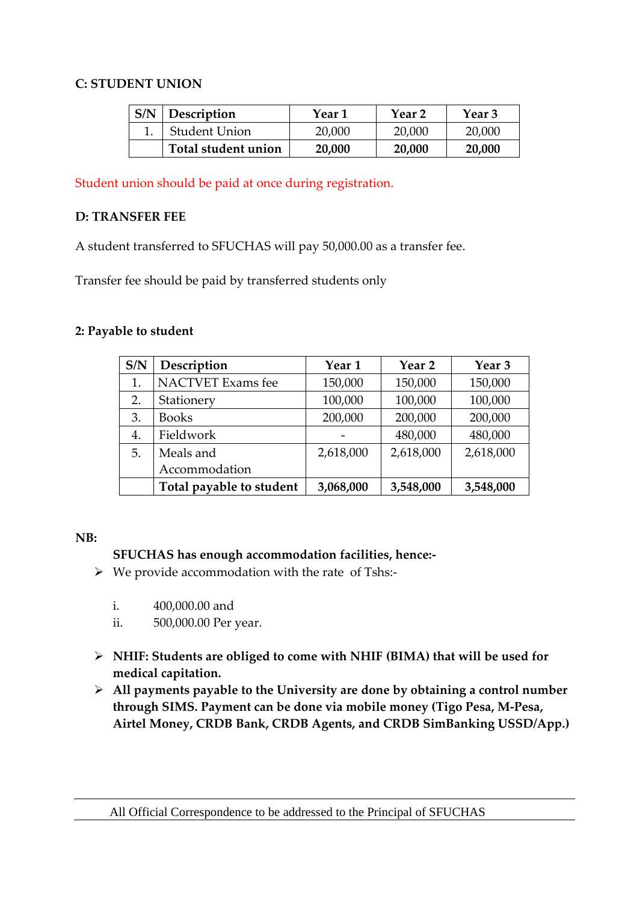**C: STUDENT UNION**

| S/N | Description | Year 1 | Year 2 | Year 3 |
|---|---|---|---|---|
| 1. | Student Union | 20,000 | 20,000 | 20,000 |
| | **Total student union** | **20,000** | **20,000** | **20,000** |

Student union should be paid at once during registration.

**D: TRANSFER FEE**

A student transferred to SFUCHAS will pay 50,000.00 as a transfer fee.

Transfer fee should be paid by transferred students only

**2: Payable to student**

| S/N | Description | Year 1 | Year 2 | Year 3 |
|---|---|---|---|---|
| 1. | NACTVET Exams fee | 150,000 | 150,000 | 150,000 |
| 2. | Stationery | 100,000 | 100,000 | 100,000 |
| 3. | Books | 200,000 | 200,000 | 200,000 |
| 4. | Fieldwork | - | 480,000 | 480,000 |
| 5. | Meals and Accommodation | 2,618,000 | 2,618,000 | 2,618,000 |
| | **Total payable to student** | **3,068,000** | **3,548,000** | **3,548,000** |

**NB:**

**SFUCHAS has enough accommodation facilities, hence:-**

- We provide accommodation with the rate of Tshs:-

  i. 400,000.00 and

  ii. 500,000.00 Per year.

- **NHIF: Students are obliged to come with NHIF (BIMA) that will be used for medical capitation.**
- **All payments payable to the University are done by obtaining a control number through SIMS. Payment can be done via mobile money (Tigo Pesa, M-Pesa, Airtel Money, CRDB Bank, CRDB Agents, and CRDB SimBanking USSD/App.)**